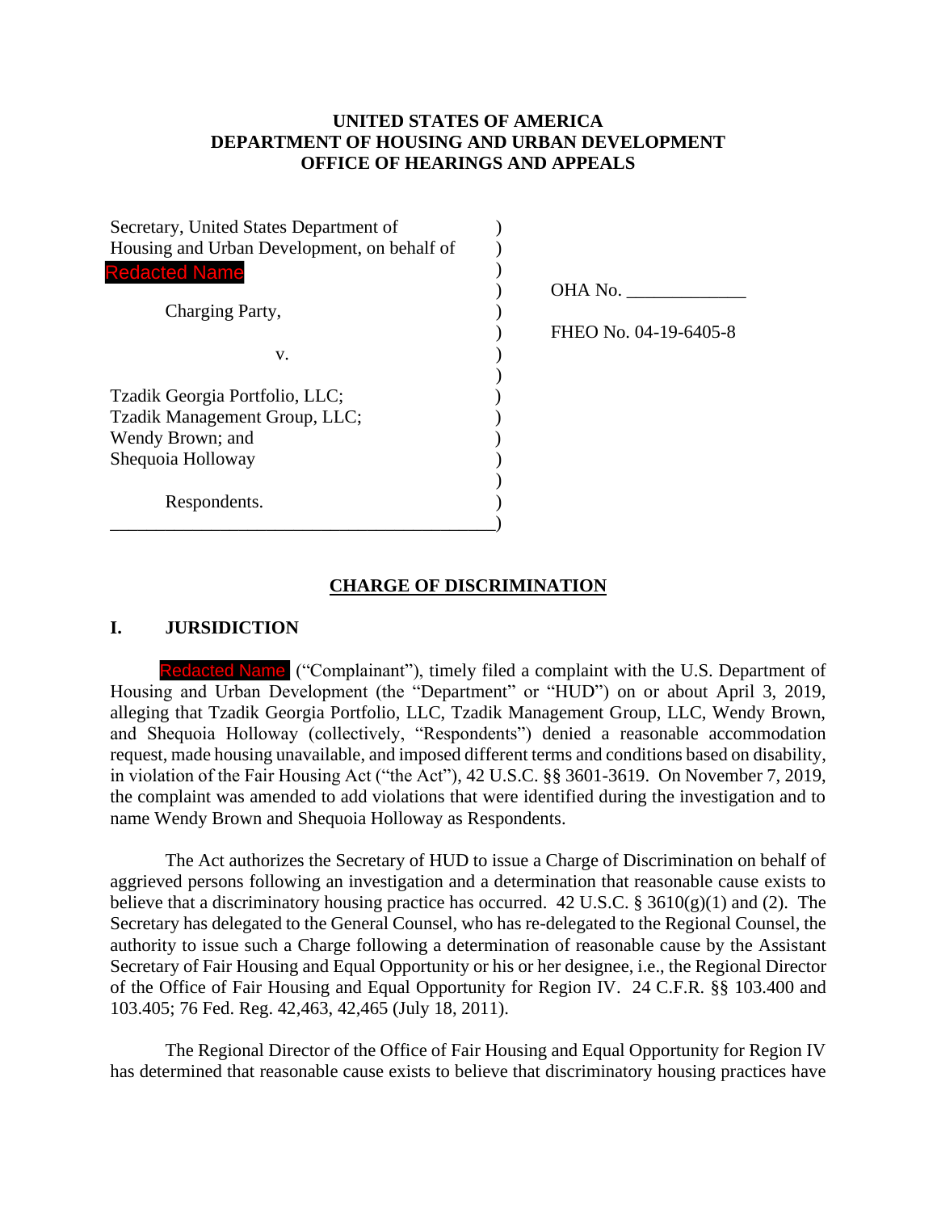# UNITED STATES OF AMERICA
# DEPARTMENT OF HOUSING AND URBAN DEVELOPMENT
# OFFICE OF HEARINGS AND APPEALS

| | |
|---|---|
| Secretary, United States Department of Housing and Urban Development, on behalf of Redacted Name | OHA No. _____________ |
| Charging Party, | FHEO No. 04-19-6405-8 |
| v. | |
| Tzadik Georgia Portfolio, LLC; Tzadik Management Group, LLC; Wendy Brown; and Shequoia Holloway | |
| Respondents. | |

## CHARGE OF DISCRIMINATION

### I. JURSIDICTION

Redacted Name ("Complainant"), timely filed a complaint with the U.S. Department of Housing and Urban Development (the "Department" or "HUD") on or about April 3, 2019, alleging that Tzadik Georgia Portfolio, LLC, Tzadik Management Group, LLC, Wendy Brown, and Shequoia Holloway (collectively, "Respondents") denied a reasonable accommodation request, made housing unavailable, and imposed different terms and conditions based on disability, in violation of the Fair Housing Act ("the Act"), 42 U.S.C. §§ 3601-3619. On November 7, 2019, the complaint was amended to add violations that were identified during the investigation and to name Wendy Brown and Shequoia Holloway as Respondents.

The Act authorizes the Secretary of HUD to issue a Charge of Discrimination on behalf of aggrieved persons following an investigation and a determination that reasonable cause exists to believe that a discriminatory housing practice has occurred. 42 U.S.C. § 3610(g)(1) and (2). The Secretary has delegated to the General Counsel, who has re-delegated to the Regional Counsel, the authority to issue such a Charge following a determination of reasonable cause by the Assistant Secretary of Fair Housing and Equal Opportunity or his or her designee, i.e., the Regional Director of the Office of Fair Housing and Equal Opportunity for Region IV. 24 C.F.R. §§ 103.400 and 103.405; 76 Fed. Reg. 42,463, 42,465 (July 18, 2011).

The Regional Director of the Office of Fair Housing and Equal Opportunity for Region IV has determined that reasonable cause exists to believe that discriminatory housing practices have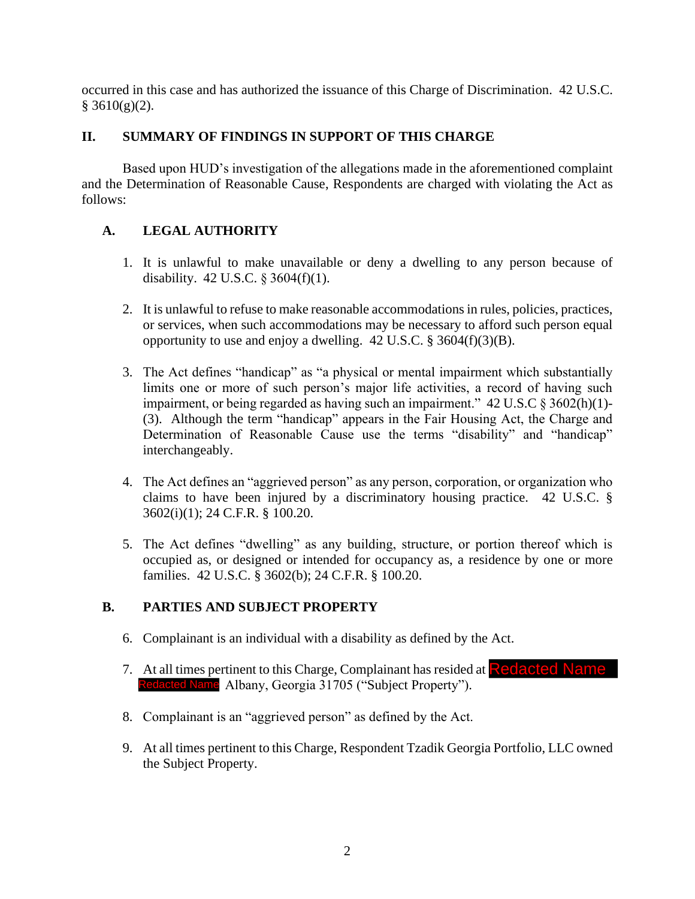occurred in this case and has authorized the issuance of this Charge of Discrimination. 42 U.S.C. § 3610(g)(2).

## II. SUMMARY OF FINDINGS IN SUPPORT OF THIS CHARGE

Based upon HUD's investigation of the allegations made in the aforementioned complaint and the Determination of Reasonable Cause, Respondents are charged with violating the Act as follows:

### A. LEGAL AUTHORITY

1. It is unlawful to make unavailable or deny a dwelling to any person because of disability. 42 U.S.C. § 3604(f)(1).

2. It is unlawful to refuse to make reasonable accommodations in rules, policies, practices, or services, when such accommodations may be necessary to afford such person equal opportunity to use and enjoy a dwelling. 42 U.S.C. § 3604(f)(3)(B).

3. The Act defines "handicap" as "a physical or mental impairment which substantially limits one or more of such person's major life activities, a record of having such impairment, or being regarded as having such an impairment." 42 U.S.C § 3602(h)(1)-(3). Although the term "handicap" appears in the Fair Housing Act, the Charge and Determination of Reasonable Cause use the terms "disability" and "handicap" interchangeably.

4. The Act defines an "aggrieved person" as any person, corporation, or organization who claims to have been injured by a discriminatory housing practice. 42 U.S.C. § 3602(i)(1); 24 C.F.R. § 100.20.

5. The Act defines "dwelling" as any building, structure, or portion thereof which is occupied as, or designed or intended for occupancy as, a residence by one or more families. 42 U.S.C. § 3602(b); 24 C.F.R. § 100.20.

### B. PARTIES AND SUBJECT PROPERTY

6. Complainant is an individual with a disability as defined by the Act.

7. At all times pertinent to this Charge, Complainant has resided at Redacted Name Redacted Name Albany, Georgia 31705 ("Subject Property").

8. Complainant is an "aggrieved person" as defined by the Act.

9. At all times pertinent to this Charge, Respondent Tzadik Georgia Portfolio, LLC owned the Subject Property.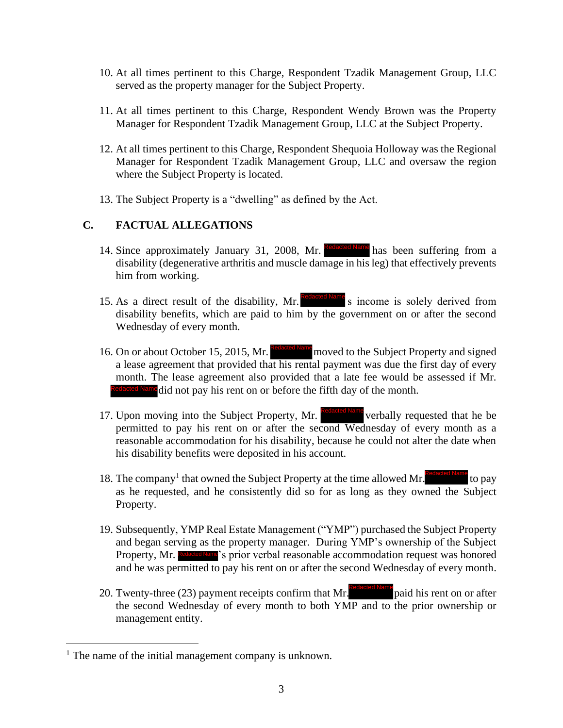10. At all times pertinent to this Charge, Respondent Tzadik Management Group, LLC served as the property manager for the Subject Property.

11. At all times pertinent to this Charge, Respondent Wendy Brown was the Property Manager for Respondent Tzadik Management Group, LLC at the Subject Property.

12. At all times pertinent to this Charge, Respondent Shequoia Holloway was the Regional Manager for Respondent Tzadik Management Group, LLC and oversaw the region where the Subject Property is located.

13. The Subject Property is a "dwelling" as defined by the Act.

## C. FACTUAL ALLEGATIONS

14. Since approximately January 31, 2008, Mr. [Redacted Name] has been suffering from a disability (degenerative arthritis and muscle damage in his leg) that effectively prevents him from working.

15. As a direct result of the disability, Mr. [Redacted Name]s income is solely derived from disability benefits, which are paid to him by the government on or after the second Wednesday of every month.

16. On or about October 15, 2015, Mr. [Redacted Name] moved to the Subject Property and signed a lease agreement that provided that his rental payment was due the first day of every month. The lease agreement also provided that a late fee would be assessed if Mr. [Redacted Name] did not pay his rent on or before the fifth day of the month.

17. Upon moving into the Subject Property, Mr. [Redacted Name] verbally requested that he be permitted to pay his rent on or after the second Wednesday of every month as a reasonable accommodation for his disability, because he could not alter the date when his disability benefits were deposited in his account.

18. The company[1] that owned the Subject Property at the time allowed Mr. [Redacted Name] to pay as he requested, and he consistently did so for as long as they owned the Subject Property.

19. Subsequently, YMP Real Estate Management ("YMP") purchased the Subject Property and began serving as the property manager. During YMP's ownership of the Subject Property, Mr. [Redacted Name]'s prior verbal reasonable accommodation request was honored and he was permitted to pay his rent on or after the second Wednesday of every month.

20. Twenty-three (23) payment receipts confirm that Mr. [Redacted Name] paid his rent on or after the second Wednesday of every month to both YMP and to the prior ownership or management entity.

---

[1] The name of the initial management company is unknown.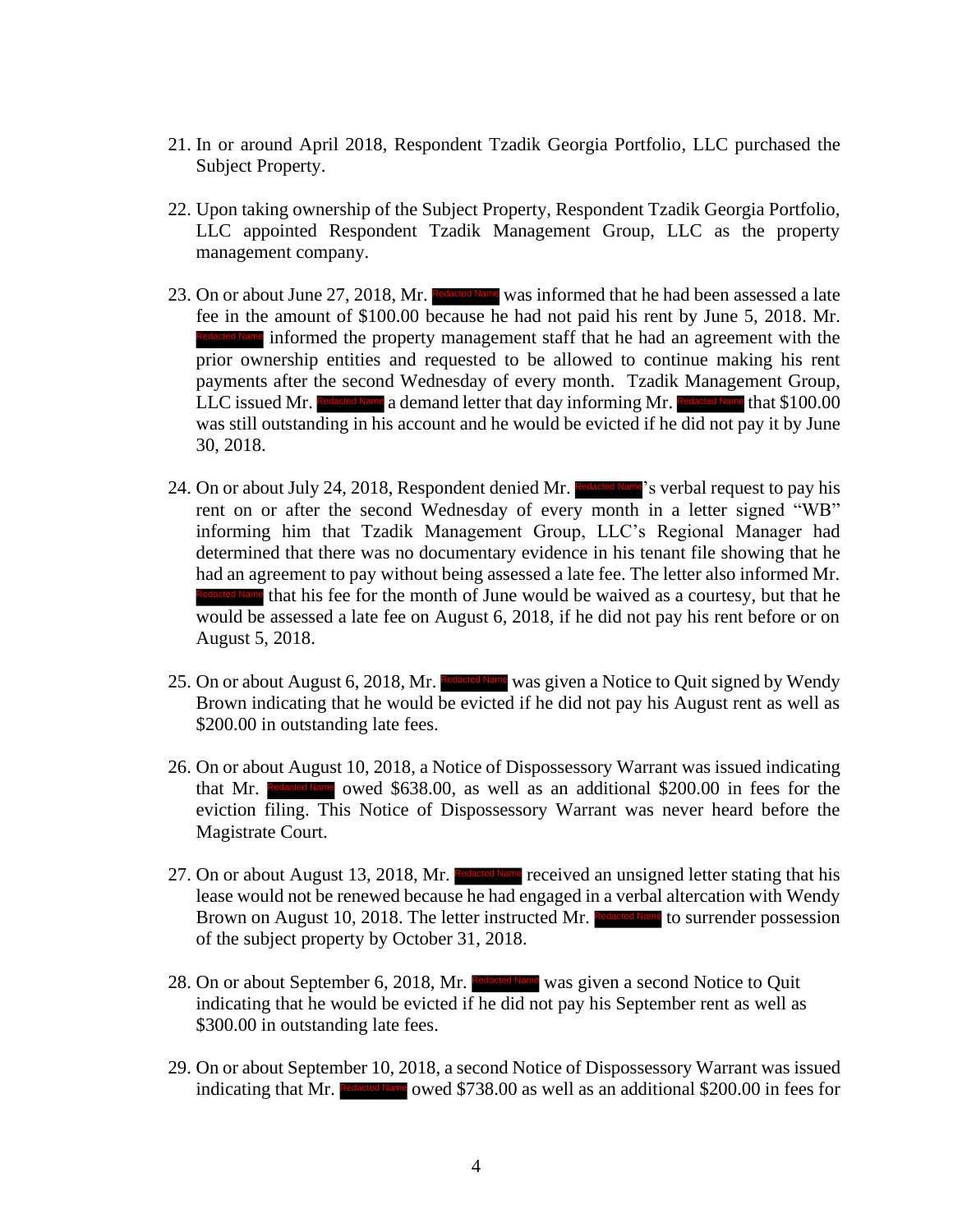21. In or around April 2018, Respondent Tzadik Georgia Portfolio, LLC purchased the Subject Property.

22. Upon taking ownership of the Subject Property, Respondent Tzadik Georgia Portfolio, LLC appointed Respondent Tzadik Management Group, LLC as the property management company.

23. On or about June 27, 2018, Mr. Redacted Name was informed that he had been assessed a late fee in the amount of $100.00 because he had not paid his rent by June 5, 2018. Mr. Redacted Name informed the property management staff that he had an agreement with the prior ownership entities and requested to be allowed to continue making his rent payments after the second Wednesday of every month. Tzadik Management Group, LLC issued Mr. Redacted Name a demand letter that day informing Mr. Redacted Name that $100.00 was still outstanding in his account and he would be evicted if he did not pay it by June 30, 2018.

24. On or about July 24, 2018, Respondent denied Mr. Redacted Name's verbal request to pay his rent on or after the second Wednesday of every month in a letter signed "WB" informing him that Tzadik Management Group, LLC's Regional Manager had determined that there was no documentary evidence in his tenant file showing that he had an agreement to pay without being assessed a late fee. The letter also informed Mr. Redacted Name that his fee for the month of June would be waived as a courtesy, but that he would be assessed a late fee on August 6, 2018, if he did not pay his rent before or on August 5, 2018.

25. On or about August 6, 2018, Mr. Redacted Name was given a Notice to Quit signed by Wendy Brown indicating that he would be evicted if he did not pay his August rent as well as $200.00 in outstanding late fees.

26. On or about August 10, 2018, a Notice of Dispossessory Warrant was issued indicating that Mr. Redacted Name owed $638.00, as well as an additional $200.00 in fees for the eviction filing. This Notice of Dispossessory Warrant was never heard before the Magistrate Court.

27. On or about August 13, 2018, Mr. Redacted Name received an unsigned letter stating that his lease would not be renewed because he had engaged in a verbal altercation with Wendy Brown on August 10, 2018. The letter instructed Mr. Redacted Name to surrender possession of the subject property by October 31, 2018.

28. On or about September 6, 2018, Mr. Redacted Name was given a second Notice to Quit indicating that he would be evicted if he did not pay his September rent as well as $300.00 in outstanding late fees.

29. On or about September 10, 2018, a second Notice of Dispossessory Warrant was issued indicating that Mr. Redacted Name owed $738.00 as well as an additional $200.00 in fees for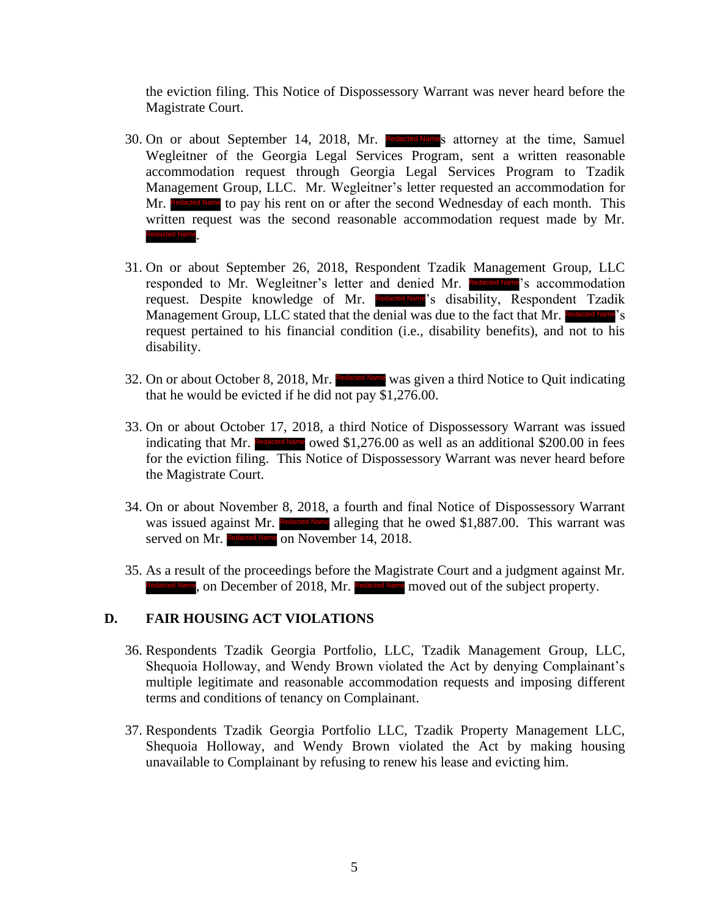the eviction filing. This Notice of Dispossessory Warrant was never heard before the Magistrate Court.

30. On or about September 14, 2018, Mr. Redacted Name's attorney at the time, Samuel Wegleitner of the Georgia Legal Services Program, sent a written reasonable accommodation request through Georgia Legal Services Program to Tzadik Management Group, LLC. Mr. Wegleitner's letter requested an accommodation for Mr. Redacted Name to pay his rent on or after the second Wednesday of each month. This written request was the second reasonable accommodation request made by Mr. Redacted Name.

31. On or about September 26, 2018, Respondent Tzadik Management Group, LLC responded to Mr. Wegleitner's letter and denied Mr. Redacted Name's accommodation request. Despite knowledge of Mr. Redacted Name's disability, Respondent Tzadik Management Group, LLC stated that the denial was due to the fact that Mr. Redacted Name's request pertained to his financial condition (i.e., disability benefits), and not to his disability.

32. On or about October 8, 2018, Mr. Redacted Name was given a third Notice to Quit indicating that he would be evicted if he did not pay $1,276.00.

33. On or about October 17, 2018, a third Notice of Dispossessory Warrant was issued indicating that Mr. Redacted Name owed $1,276.00 as well as an additional $200.00 in fees for the eviction filing. This Notice of Dispossessory Warrant was never heard before the Magistrate Court.

34. On or about November 8, 2018, a fourth and final Notice of Dispossessory Warrant was issued against Mr. Redacted Name alleging that he owed $1,887.00. This warrant was served on Mr. Redacted Name on November 14, 2018.

35. As a result of the proceedings before the Magistrate Court and a judgment against Mr. Redacted Name, on December of 2018, Mr. Redacted Name moved out of the subject property.

## D. FAIR HOUSING ACT VIOLATIONS

36. Respondents Tzadik Georgia Portfolio, LLC, Tzadik Management Group, LLC, Shequoia Holloway, and Wendy Brown violated the Act by denying Complainant's multiple legitimate and reasonable accommodation requests and imposing different terms and conditions of tenancy on Complainant.

37. Respondents Tzadik Georgia Portfolio LLC, Tzadik Property Management LLC, Shequoia Holloway, and Wendy Brown violated the Act by making housing unavailable to Complainant by refusing to renew his lease and evicting him.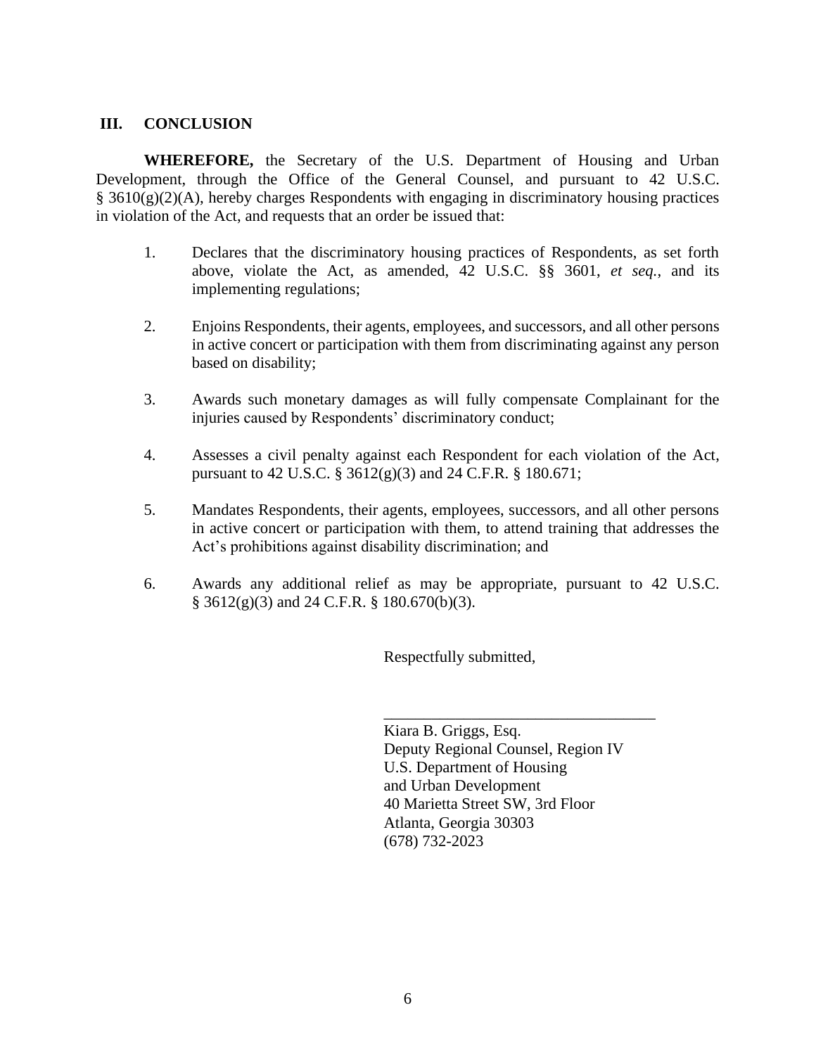## III. CONCLUSION

**WHEREFORE,** the Secretary of the U.S. Department of Housing and Urban Development, through the Office of the General Counsel, and pursuant to 42 U.S.C. § 3610(g)(2)(A), hereby charges Respondents with engaging in discriminatory housing practices in violation of the Act, and requests that an order be issued that:

1. Declares that the discriminatory housing practices of Respondents, as set forth above, violate the Act, as amended, 42 U.S.C. §§ 3601, *et seq.*, and its implementing regulations;

2. Enjoins Respondents, their agents, employees, and successors, and all other persons in active concert or participation with them from discriminating against any person based on disability;

3. Awards such monetary damages as will fully compensate Complainant for the injuries caused by Respondents' discriminatory conduct;

4. Assesses a civil penalty against each Respondent for each violation of the Act, pursuant to 42 U.S.C. § 3612(g)(3) and 24 C.F.R. § 180.671;

5. Mandates Respondents, their agents, employees, successors, and all other persons in active concert or participation with them, to attend training that addresses the Act's prohibitions against disability discrimination; and

6. Awards any additional relief as may be appropriate, pursuant to 42 U.S.C. § 3612(g)(3) and 24 C.F.R. § 180.670(b)(3).

Respectfully submitted,

___________________________________

Kiara B. Griggs, Esq.
Deputy Regional Counsel, Region IV
U.S. Department of Housing
and Urban Development
40 Marietta Street SW, 3rd Floor
Atlanta, Georgia 30303
(678) 732-2023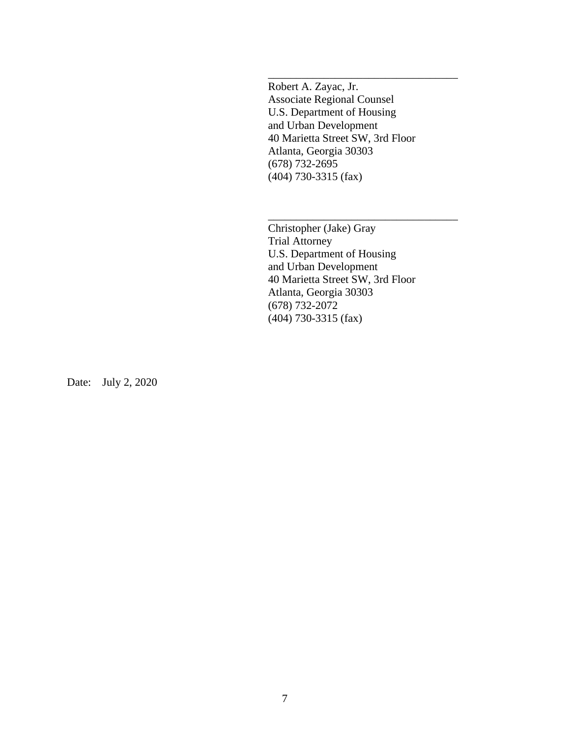\_\_\_\_\_\_\_\_\_\_\_\_\_\_\_\_\_\_\_\_\_\_\_\_\_\_\_\_\_\_\_\_\_\_

Robert A. Zayac, Jr.
Associate Regional Counsel
U.S. Department of Housing
and Urban Development
40 Marietta Street SW, 3rd Floor
Atlanta, Georgia 30303
(678) 732-2695
(404) 730-3315 (fax)

\_\_\_\_\_\_\_\_\_\_\_\_\_\_\_\_\_\_\_\_\_\_\_\_\_\_\_\_\_\_\_\_\_\_

Christopher (Jake) Gray
Trial Attorney
U.S. Department of Housing
and Urban Development
40 Marietta Street SW, 3rd Floor
Atlanta, Georgia 30303
(678) 732-2072
(404) 730-3315 (fax)

Date: July 2, 2020